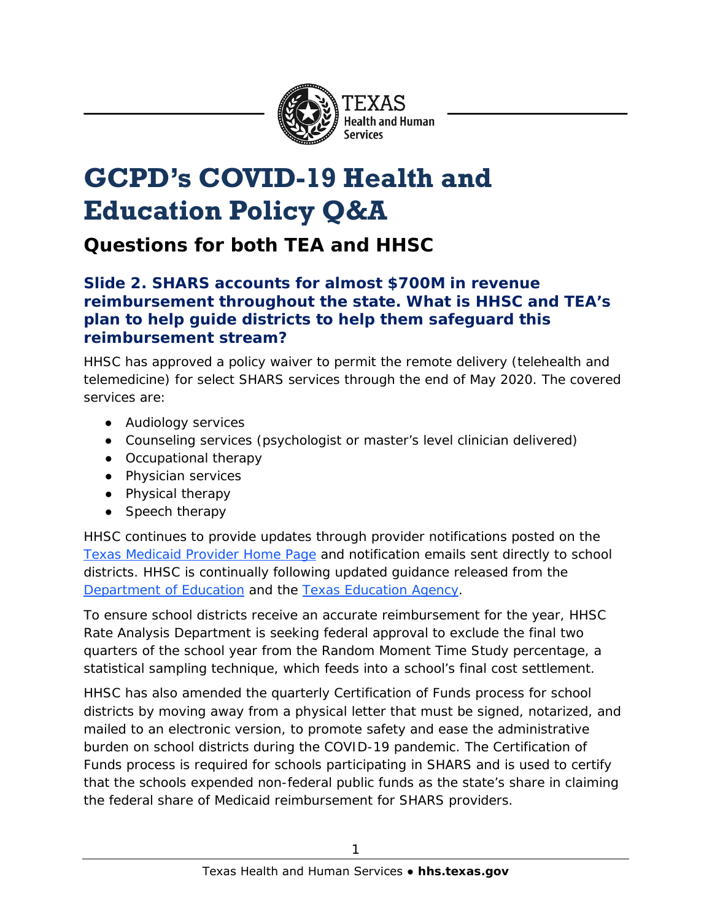# GCPD's COVID-19 Health and Education Policy Q&A

## Questions for both TEA and HHSC

### Slide 2. SHARS accounts for almost $700M in revenue reimbursement throughout the state. What is HHSC and TEA's plan to help guide districts to help them safeguard this reimbursement stream?

HHSC has approved a policy waiver to permit the remote delivery (telehealth and telemedicine) for select SHARS services through the end of May 2020. The covered services are:

- Audiology services
- Counseling services (psychologist or master's level clinician delivered)
- Occupational therapy
- Physician services
- Physical therapy
- Speech therapy

HHSC continues to provide updates through provider notifications posted on the Texas Medicaid Provider Home Page and notification emails sent directly to school districts. HHSC is continually following updated guidance released from the Department of Education and the Texas Education Agency.

To ensure school districts receive an accurate reimbursement for the year, HHSC Rate Analysis Department is seeking federal approval to exclude the final two quarters of the school year from the Random Moment Time Study percentage, a statistical sampling technique, which feeds into a school's final cost settlement.

HHSC has also amended the quarterly Certification of Funds process for school districts by moving away from a physical letter that must be signed, notarized, and mailed to an electronic version, to promote safety and ease the administrative burden on school districts during the COVID-19 pandemic. The Certification of Funds process is required for schools participating in SHARS and is used to certify that the schools expended non-federal public funds as the state's share in claiming the federal share of Medicaid reimbursement for SHARS providers.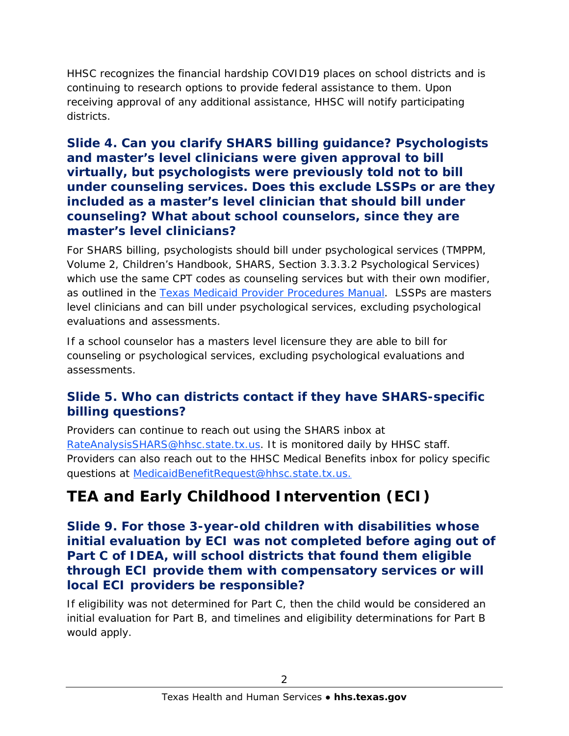HHSC recognizes the financial hardship COVID19 places on school districts and is continuing to research options to provide federal assistance to them. Upon receiving approval of any additional assistance, HHSC will notify participating districts.

### Slide 4. Can you clarify SHARS billing guidance? Psychologists and master's level clinicians were given approval to bill virtually, but psychologists were previously told not to bill under counseling services. Does this exclude LSSPs or are they included as a master's level clinician that should bill under counseling? What about school counselors, since they are master's level clinicians?

For SHARS billing, psychologists should bill under psychological services (TMPPM, Volume 2, Children's Handbook, SHARS, Section 3.3.3.2 Psychological Services) which use the same CPT codes as counseling services but with their own modifier, as outlined in the [Texas Medicaid Provider Procedures Manual](). LSSPs are masters level clinicians and can bill under psychological services, excluding psychological evaluations and assessments.

If a school counselor has a masters level licensure they are able to bill for counseling or psychological services, excluding psychological evaluations and assessments.

### Slide 5. Who can districts contact if they have SHARS-specific billing questions?

Providers can continue to reach out using the SHARS inbox at RateAnalysisSHARS@hhsc.state.tx.us. It is monitored daily by HHSC staff. Providers can also reach out to the HHSC Medical Benefits inbox for policy specific questions at MedicaidBenefitRequest@hhsc.state.tx.us.

## TEA and Early Childhood Intervention (ECI)

### Slide 9. For those 3-year-old children with disabilities whose initial evaluation by ECI was not completed before aging out of Part C of IDEA, will school districts that found them eligible through ECI provide them with compensatory services or will local ECI providers be responsible?

If eligibility was not determined for Part C, then the child would be considered an initial evaluation for Part B, and timelines and eligibility determinations for Part B would apply.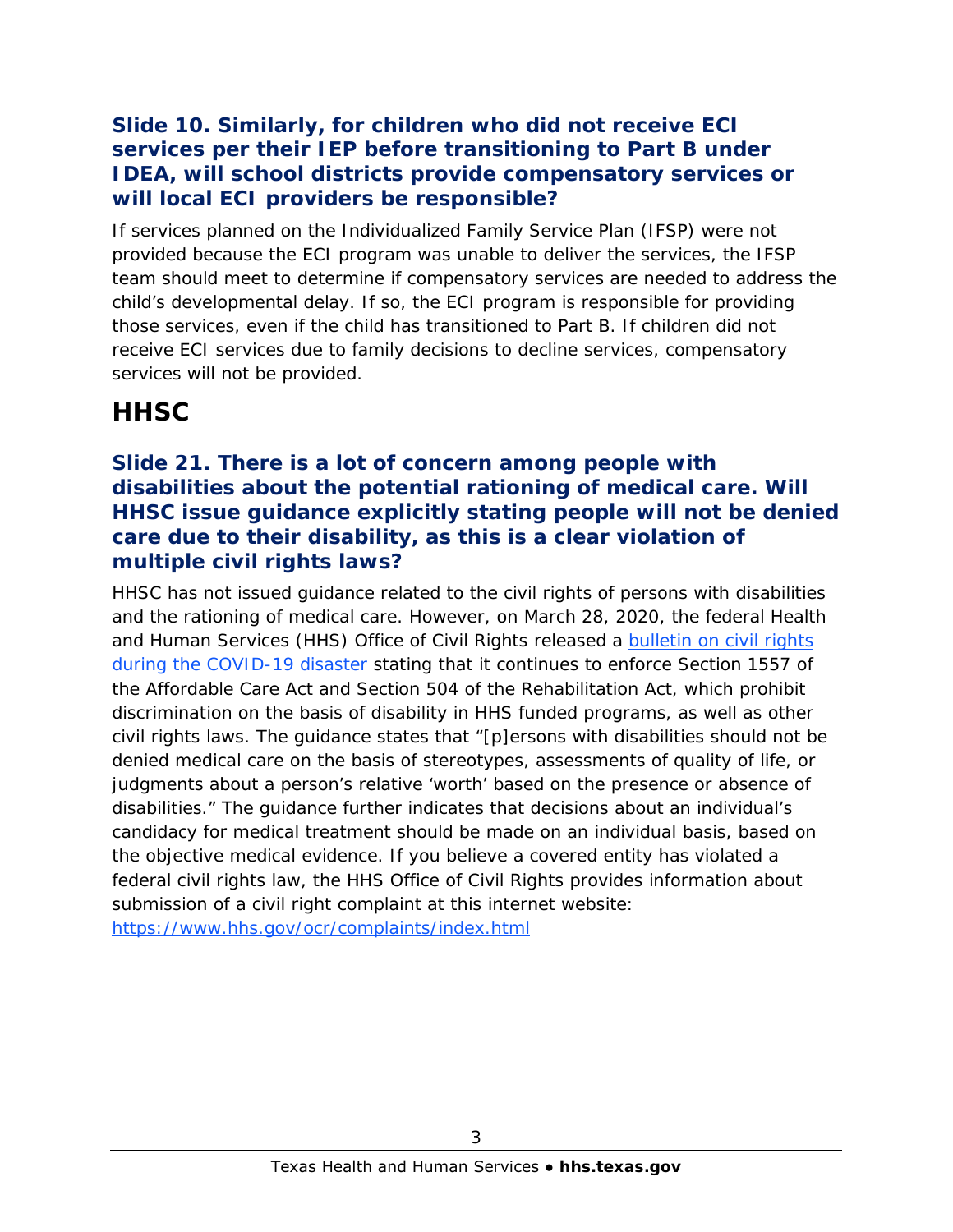### Slide 10. Similarly, for children who did not receive ECI services per their IEP before transitioning to Part B under IDEA, will school districts provide compensatory services or will local ECI providers be responsible?

If services planned on the Individualized Family Service Plan (IFSP) were not provided because the ECI program was unable to deliver the services, the IFSP team should meet to determine if compensatory services are needed to address the child's developmental delay. If so, the ECI program is responsible for providing those services, even if the child has transitioned to Part B. If children did not receive ECI services due to family decisions to decline services, compensatory services will not be provided.

## HHSC

### Slide 21. There is a lot of concern among people with disabilities about the potential rationing of medical care. Will HHSC issue guidance explicitly stating people will not be denied care due to their disability, as this is a clear violation of multiple civil rights laws?

HHSC has not issued guidance related to the civil rights of persons with disabilities and the rationing of medical care. However, on March 28, 2020, the federal Health and Human Services (HHS) Office of Civil Rights released a [bulletin on civil rights during the COVID-19 disaster](#) stating that it continues to enforce Section 1557 of the Affordable Care Act and Section 504 of the Rehabilitation Act, which prohibit discrimination on the basis of disability in HHS funded programs, as well as other civil rights laws. The guidance states that "[p]ersons with disabilities should not be denied medical care on the basis of stereotypes, assessments of quality of life, or judgments about a person's relative 'worth' based on the presence or absence of disabilities." The guidance further indicates that decisions about an individual's candidacy for medical treatment should be made on an individual basis, based on the objective medical evidence. If you believe a covered entity has violated a federal civil rights law, the HHS Office of Civil Rights provides information about submission of a civil right complaint at this internet website: [https://www.hhs.gov/ocr/complaints/index.html](https://www.hhs.gov/ocr/complaints/index.html)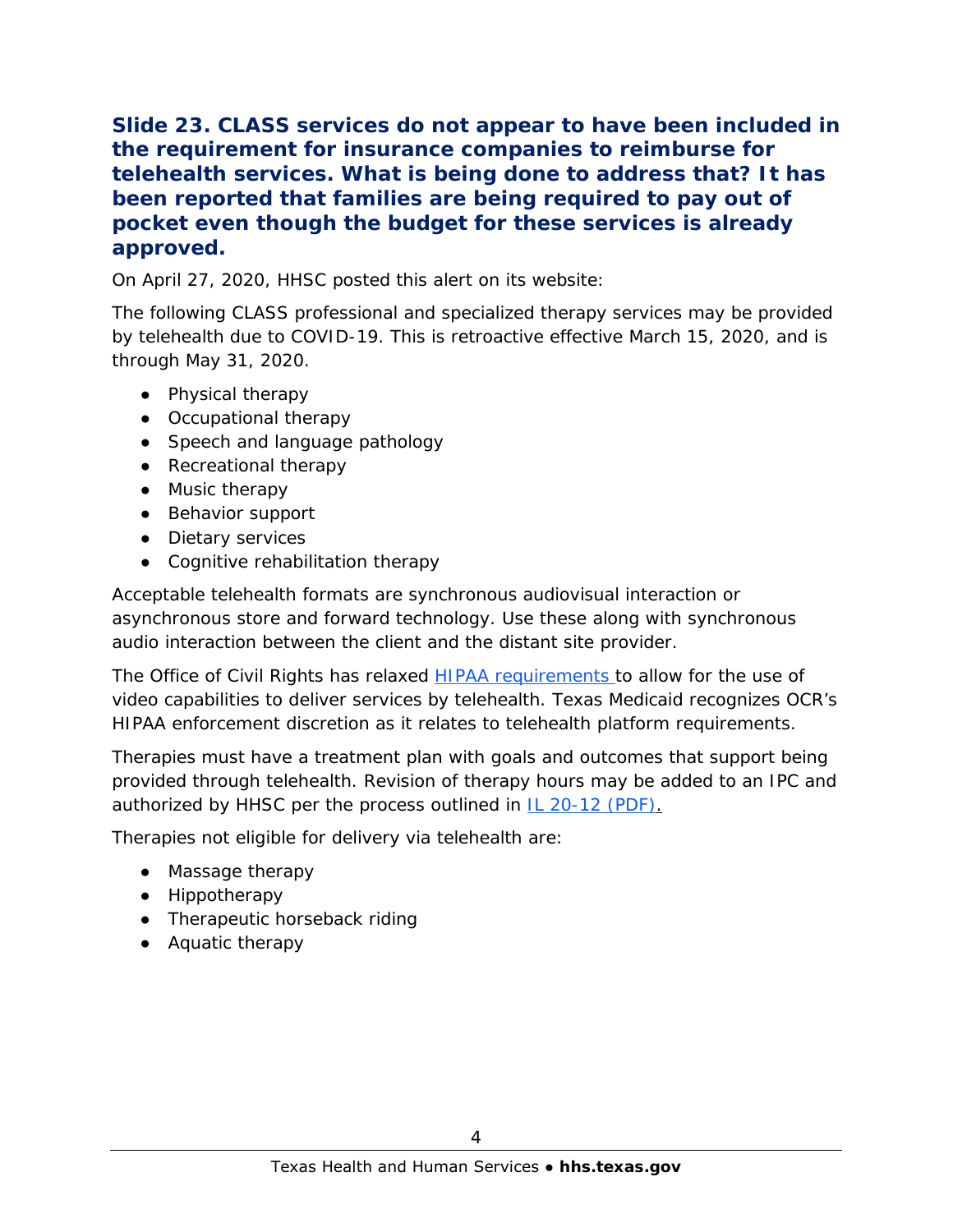### Slide 23. CLASS services do not appear to have been included in the requirement for insurance companies to reimburse for telehealth services. What is being done to address that? It has been reported that families are being required to pay out of pocket even though the budget for these services is already approved.

On April 27, 2020, HHSC posted this alert on its website:

The following CLASS professional and specialized therapy services may be provided by telehealth due to COVID-19. This is retroactive effective March 15, 2020, and is through May 31, 2020.

- Physical therapy
- Occupational therapy
- Speech and language pathology
- Recreational therapy
- Music therapy
- Behavior support
- Dietary services
- Cognitive rehabilitation therapy

Acceptable telehealth formats are synchronous audiovisual interaction or asynchronous store and forward technology. Use these along with synchronous audio interaction between the client and the distant site provider.

The Office of Civil Rights has relaxed HIPAA requirements to allow for the use of video capabilities to deliver services by telehealth. Texas Medicaid recognizes OCR's HIPAA enforcement discretion as it relates to telehealth platform requirements.

Therapies must have a treatment plan with goals and outcomes that support being provided through telehealth. Revision of therapy hours may be added to an IPC and authorized by HHSC per the process outlined in IL 20-12 (PDF).

Therapies not eligible for delivery via telehealth are:

- Massage therapy
- Hippotherapy
- Therapeutic horseback riding
- Aquatic therapy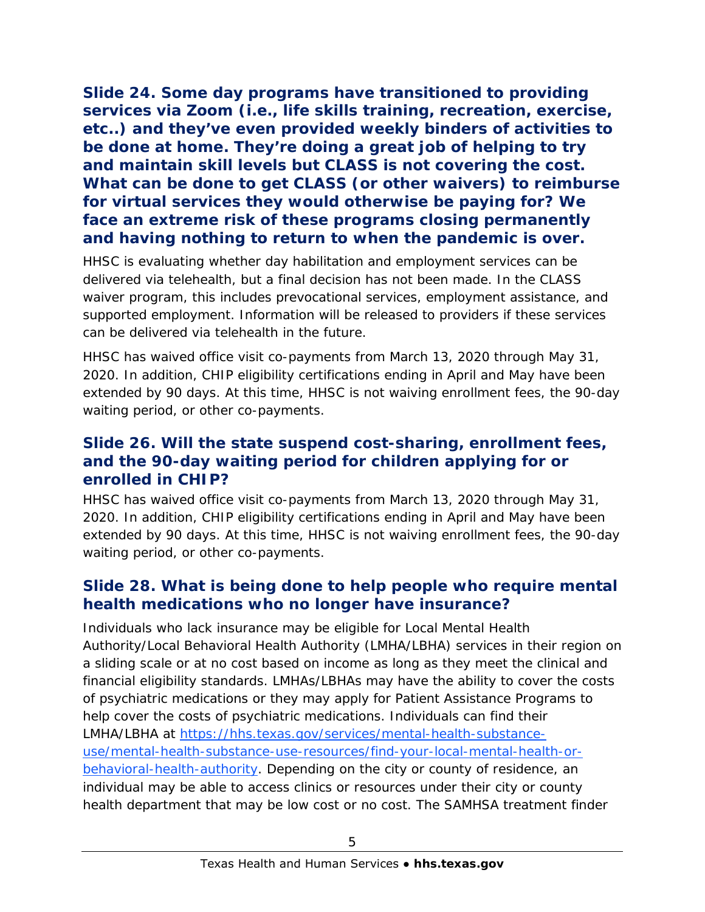## Slide 24. Some day programs have transitioned to providing services via Zoom (i.e., life skills training, recreation, exercise, etc..) and they've even provided weekly binders of activities to be done at home. They're doing a great job of helping to try and maintain skill levels but CLASS is not covering the cost. What can be done to get CLASS (or other waivers) to reimburse for virtual services they would otherwise be paying for? We face an extreme risk of these programs closing permanently and having nothing to return to when the pandemic is over.

HHSC is evaluating whether day habilitation and employment services can be delivered via telehealth, but a final decision has not been made. In the CLASS waiver program, this includes prevocational services, employment assistance, and supported employment. Information will be released to providers if these services can be delivered via telehealth in the future.

HHSC has waived office visit co-payments from March 13, 2020 through May 31, 2020. In addition, CHIP eligibility certifications ending in April and May have been extended by 90 days. At this time, HHSC is not waiving enrollment fees, the 90-day waiting period, or other co-payments.

## Slide 26. Will the state suspend cost-sharing, enrollment fees, and the 90-day waiting period for children applying for or enrolled in CHIP?

HHSC has waived office visit co-payments from March 13, 2020 through May 31, 2020. In addition, CHIP eligibility certifications ending in April and May have been extended by 90 days. At this time, HHSC is not waiving enrollment fees, the 90-day waiting period, or other co-payments.

## Slide 28. What is being done to help people who require mental health medications who no longer have insurance?

Individuals who lack insurance may be eligible for Local Mental Health Authority/Local Behavioral Health Authority (LMHA/LBHA) services in their region on a sliding scale or at no cost based on income as long as they meet the clinical and financial eligibility standards. LMHAs/LBHAs may have the ability to cover the costs of psychiatric medications or they may apply for Patient Assistance Programs to help cover the costs of psychiatric medications. Individuals can find their LMHA/LBHA at [https://hhs.texas.gov/services/mental-health-substance-use/mental-health-substance-use-resources/find-your-local-mental-health-or-behavioral-health-authority](https://hhs.texas.gov/services/mental-health-substance-use/mental-health-substance-use-resources/find-your-local-mental-health-or-behavioral-health-authority). Depending on the city or county of residence, an individual may be able to access clinics or resources under their city or county health department that may be low cost or no cost. The SAMHSA treatment finder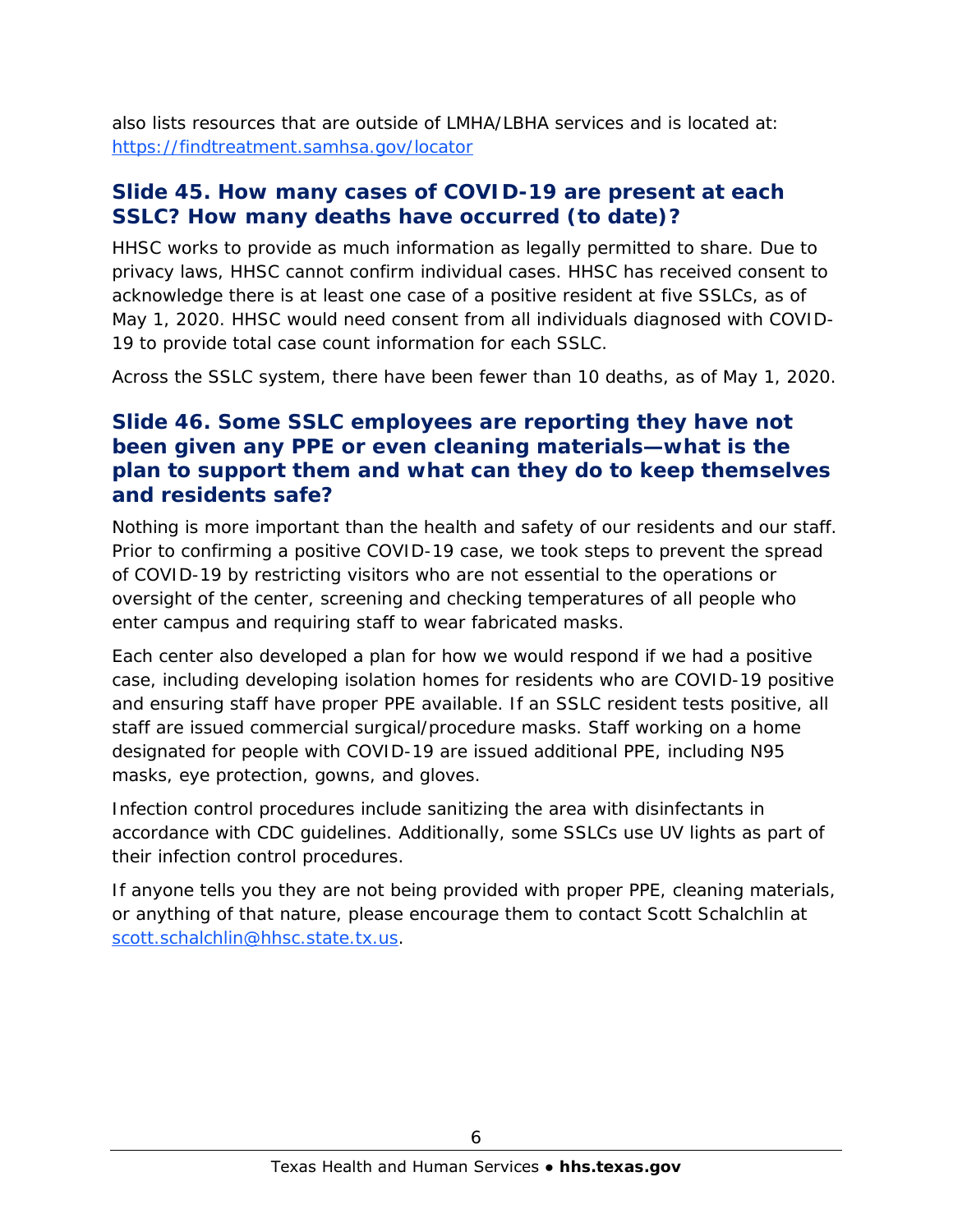also lists resources that are outside of LMHA/LBHA services and is located at: [https://findtreatment.samhsa.gov/locator](https://findtreatment.samhsa.gov/locator)

## Slide 45. How many cases of COVID-19 are present at each SSLC? How many deaths have occurred (to date)?

HHSC works to provide as much information as legally permitted to share. Due to privacy laws, HHSC cannot confirm individual cases. HHSC has received consent to acknowledge there is at least one case of a positive resident at five SSLCs, as of May 1, 2020. HHSC would need consent from all individuals diagnosed with COVID-19 to provide total case count information for each SSLC.

Across the SSLC system, there have been fewer than 10 deaths, as of May 1, 2020.

## Slide 46. Some SSLC employees are reporting they have not been given any PPE or even cleaning materials—what is the plan to support them and what can they do to keep themselves and residents safe?

Nothing is more important than the health and safety of our residents and our staff. Prior to confirming a positive COVID-19 case, we took steps to prevent the spread of COVID-19 by restricting visitors who are not essential to the operations or oversight of the center, screening and checking temperatures of all people who enter campus and requiring staff to wear fabricated masks.

Each center also developed a plan for how we would respond if we had a positive case, including developing isolation homes for residents who are COVID-19 positive and ensuring staff have proper PPE available. If an SSLC resident tests positive, all staff are issued commercial surgical/procedure masks. Staff working on a home designated for people with COVID-19 are issued additional PPE, including N95 masks, eye protection, gowns, and gloves.

Infection control procedures include sanitizing the area with disinfectants in accordance with CDC guidelines. Additionally, some SSLCs use UV lights as part of their infection control procedures.

If anyone tells you they are not being provided with proper PPE, cleaning materials, or anything of that nature, please encourage them to contact Scott Schalchlin at [scott.schalchlin@hhsc.state.tx.us](mailto:scott.schalchlin@hhsc.state.tx.us).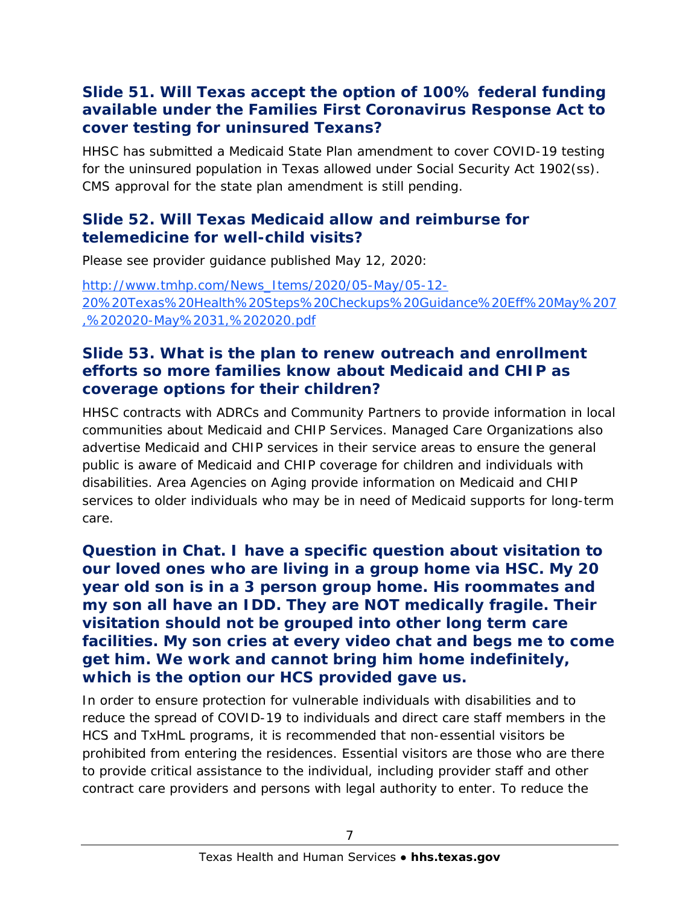## Slide 51. Will Texas accept the option of 100% federal funding available under the Families First Coronavirus Response Act to cover testing for uninsured Texans?

HHSC has submitted a Medicaid State Plan amendment to cover COVID-19 testing for the uninsured population in Texas allowed under Social Security Act 1902(ss). CMS approval for the state plan amendment is still pending.

## Slide 52. Will Texas Medicaid allow and reimburse for telemedicine for well-child visits?

Please see provider guidance published May 12, 2020:

[http://www.tmhp.com/News_Items/2020/05-May/05-12-20%20Texas%20Health%20Steps%20Checkups%20Guidance%20Eff%20May%207,%202020-May%2031,%202020.pdf](http://www.tmhp.com/News_Items/2020/05-May/05-12-20%20Texas%20Health%20Steps%20Checkups%20Guidance%20Eff%20May%207,%202020-May%2031,%202020.pdf)

## Slide 53. What is the plan to renew outreach and enrollment efforts so more families know about Medicaid and CHIP as coverage options for their children?

HHSC contracts with ADRCs and Community Partners to provide information in local communities about Medicaid and CHIP Services. Managed Care Organizations also advertise Medicaid and CHIP services in their service areas to ensure the general public is aware of Medicaid and CHIP coverage for children and individuals with disabilities. Area Agencies on Aging provide information on Medicaid and CHIP services to older individuals who may be in need of Medicaid supports for long-term care.

## Question in Chat. I have a specific question about visitation to our loved ones who are living in a group home via HSC. My 20 year old son is in a 3 person group home. His roommates and my son all have an IDD. They are NOT medically fragile. Their visitation should not be grouped into other long term care facilities. My son cries at every video chat and begs me to come get him. We work and cannot bring him home indefinitely, which is the option our HCS provided gave us.

In order to ensure protection for vulnerable individuals with disabilities and to reduce the spread of COVID-19 to individuals and direct care staff members in the HCS and TxHmL programs, it is recommended that non-essential visitors be prohibited from entering the residences. Essential visitors are those who are there to provide critical assistance to the individual, including provider staff and other contract care providers and persons with legal authority to enter. To reduce the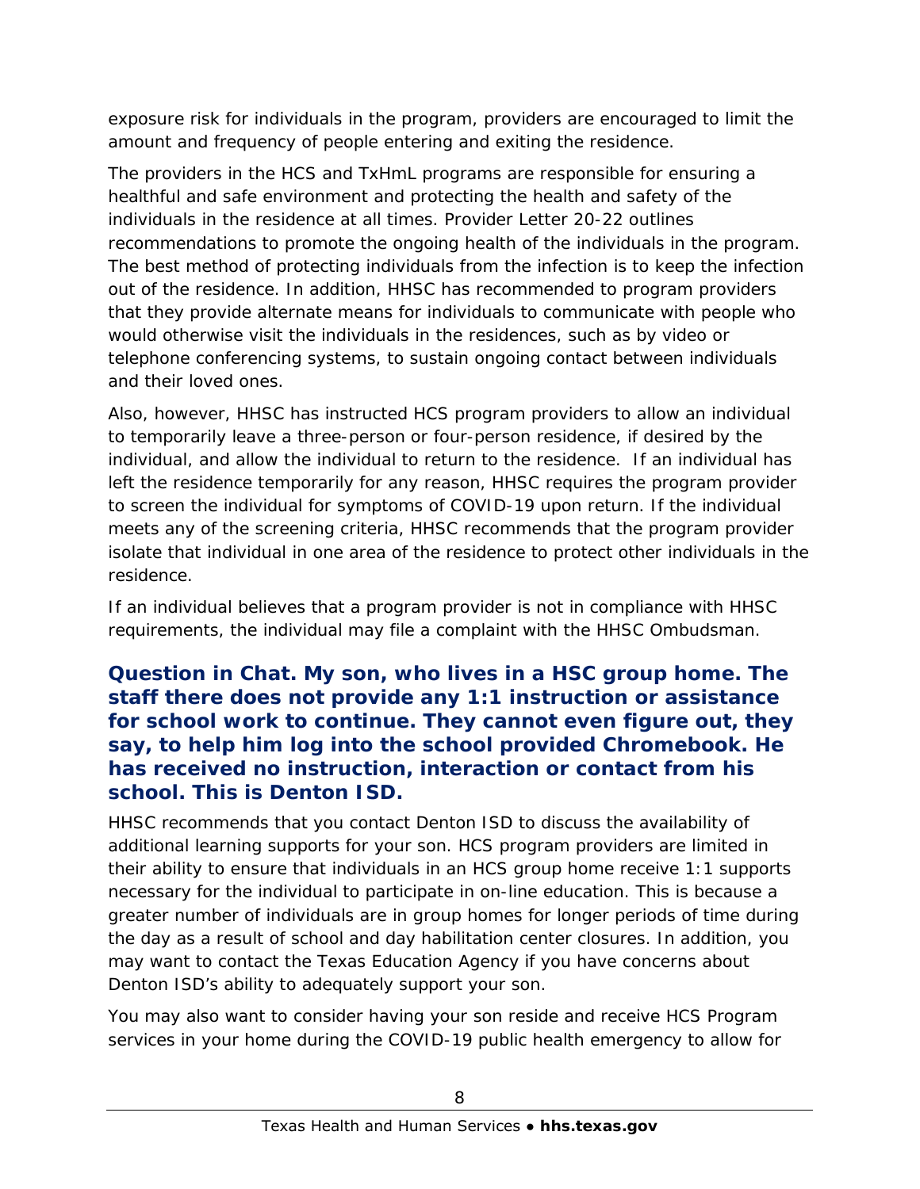exposure risk for individuals in the program, providers are encouraged to limit the amount and frequency of people entering and exiting the residence.

The providers in the HCS and TxHmL programs are responsible for ensuring a healthful and safe environment and protecting the health and safety of the individuals in the residence at all times. Provider Letter 20-22 outlines recommendations to promote the ongoing health of the individuals in the program. The best method of protecting individuals from the infection is to keep the infection out of the residence. In addition, HHSC has recommended to program providers that they provide alternate means for individuals to communicate with people who would otherwise visit the individuals in the residences, such as by video or telephone conferencing systems, to sustain ongoing contact between individuals and their loved ones.

Also, however, HHSC has instructed HCS program providers to allow an individual to temporarily leave a three-person or four-person residence, if desired by the individual, and allow the individual to return to the residence. If an individual has left the residence temporarily for any reason, HHSC requires the program provider to screen the individual for symptoms of COVID-19 upon return. If the individual meets any of the screening criteria, HHSC recommends that the program provider isolate that individual in one area of the residence to protect other individuals in the residence.

If an individual believes that a program provider is not in compliance with HHSC requirements, the individual may file a complaint with the HHSC Ombudsman.

### Question in Chat. My son, who lives in a HSC group home. The staff there does not provide any 1:1 instruction or assistance for school work to continue. They cannot even figure out, they say, to help him log into the school provided Chromebook. He has received no instruction, interaction or contact from his school. This is Denton ISD.

HHSC recommends that you contact Denton ISD to discuss the availability of additional learning supports for your son. HCS program providers are limited in their ability to ensure that individuals in an HCS group home receive 1:1 supports necessary for the individual to participate in on-line education. This is because a greater number of individuals are in group homes for longer periods of time during the day as a result of school and day habilitation center closures. In addition, you may want to contact the Texas Education Agency if you have concerns about Denton ISD's ability to adequately support your son.

You may also want to consider having your son reside and receive HCS Program services in your home during the COVID-19 public health emergency to allow for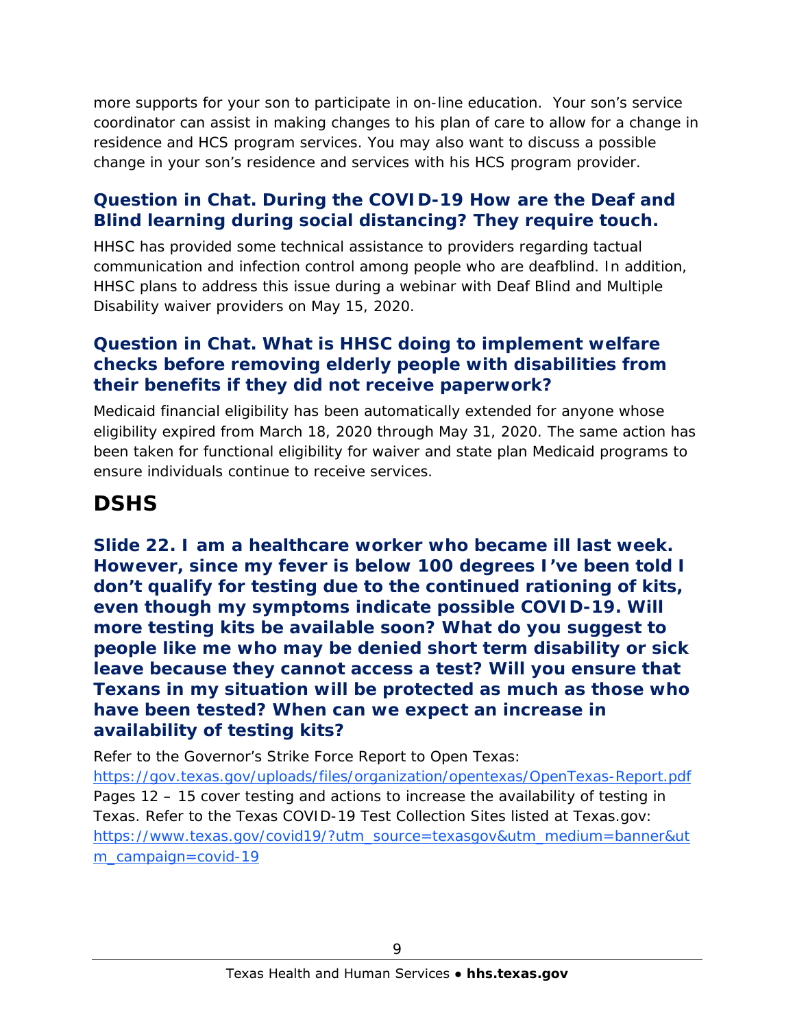more supports for your son to participate in on-line education. Your son's service coordinator can assist in making changes to his plan of care to allow for a change in residence and HCS program services. You may also want to discuss a possible change in your son's residence and services with his HCS program provider.

### Question in Chat. During the COVID-19 How are the Deaf and Blind learning during social distancing? They require touch.

HHSC has provided some technical assistance to providers regarding tactual communication and infection control among people who are deafblind. In addition, HHSC plans to address this issue during a webinar with Deaf Blind and Multiple Disability waiver providers on May 15, 2020.

### Question in Chat. What is HHSC doing to implement welfare checks before removing elderly people with disabilities from their benefits if they did not receive paperwork?

Medicaid financial eligibility has been automatically extended for anyone whose eligibility expired from March 18, 2020 through May 31, 2020. The same action has been taken for functional eligibility for waiver and state plan Medicaid programs to ensure individuals continue to receive services.

## DSHS

### Slide 22. I am a healthcare worker who became ill last week. However, since my fever is below 100 degrees I've been told I don't qualify for testing due to the continued rationing of kits, even though my symptoms indicate possible COVID-19. Will more testing kits be available soon? What do you suggest to people like me who may be denied short term disability or sick leave because they cannot access a test? Will you ensure that Texans in my situation will be protected as much as those who have been tested? When can we expect an increase in availability of testing kits?

Refer to the Governor's Strike Force Report to Open Texas: [https://gov.texas.gov/uploads/files/organization/opentexas/OpenTexas-Report.pdf](https://gov.texas.gov/uploads/files/organization/opentexas/OpenTexas-Report.pdf) Pages 12 – 15 cover testing and actions to increase the availability of testing in Texas. Refer to the Texas COVID-19 Test Collection Sites listed at Texas.gov: [https://www.texas.gov/covid19/?utm_source=texasgov&utm_medium=banner&utm_campaign=covid-19](https://www.texas.gov/covid19/?utm_source=texasgov&utm_medium=banner&utm_campaign=covid-19)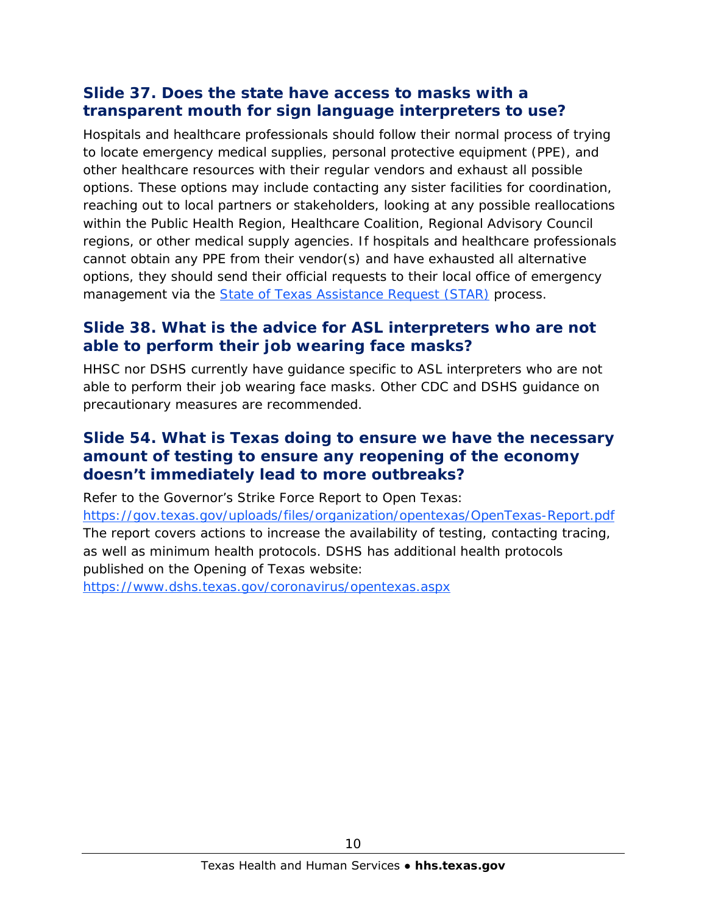## Slide 37. Does the state have access to masks with a transparent mouth for sign language interpreters to use?

Hospitals and healthcare professionals should follow their normal process of trying to locate emergency medical supplies, personal protective equipment (PPE), and other healthcare resources with their regular vendors and exhaust all possible options. These options may include contacting any sister facilities for coordination, reaching out to local partners or stakeholders, looking at any possible reallocations within the Public Health Region, Healthcare Coalition, Regional Advisory Council regions, or other medical supply agencies. If hospitals and healthcare professionals cannot obtain any PPE from their vendor(s) and have exhausted all alternative options, they should send their official requests to their local office of emergency management via the State of Texas Assistance Request (STAR) process.

## Slide 38. What is the advice for ASL interpreters who are not able to perform their job wearing face masks?

HHSC nor DSHS currently have guidance specific to ASL interpreters who are not able to perform their job wearing face masks. Other CDC and DSHS guidance on precautionary measures are recommended.

## Slide 54. What is Texas doing to ensure we have the necessary amount of testing to ensure any reopening of the economy doesn't immediately lead to more outbreaks?

Refer to the Governor's Strike Force Report to Open Texas:
https://gov.texas.gov/uploads/files/organization/opentexas/OpenTexas-Report.pdf
The report covers actions to increase the availability of testing, contacting tracing, as well as minimum health protocols. DSHS has additional health protocols published on the Opening of Texas website:
https://www.dshs.texas.gov/coronavirus/opentexas.aspx